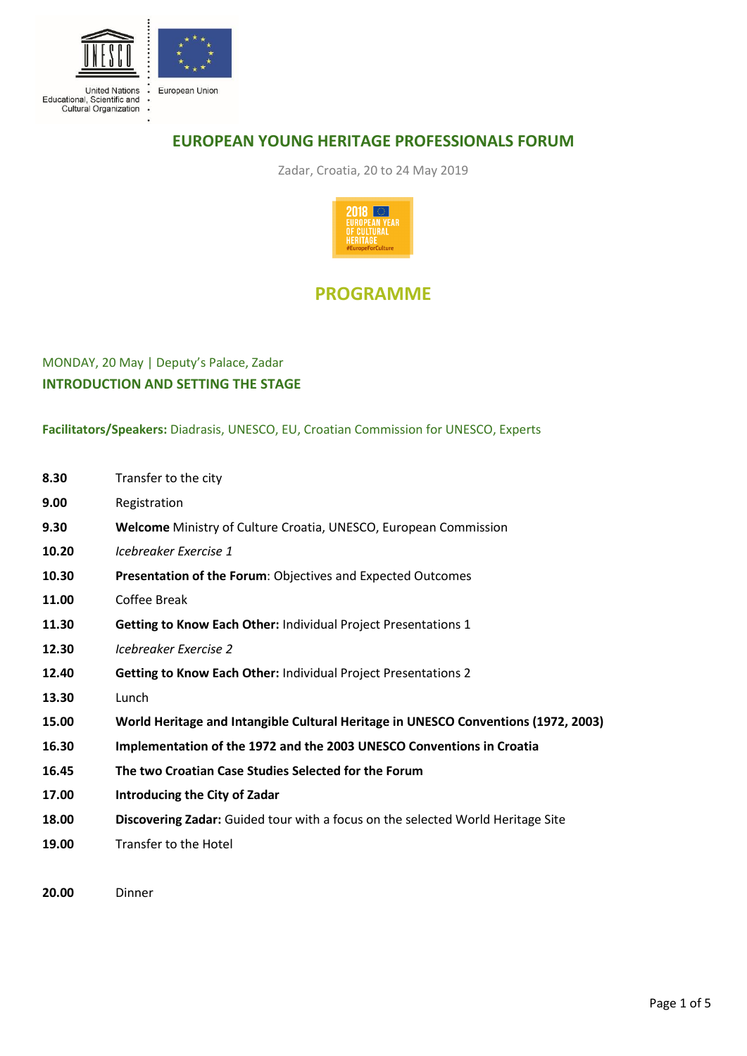# EUROPEAN YOUNG HERITAGE PROFESSIONALS FORUM

Zadar, Croatia, 20 to 24 May 2019

## PROGRAMME

MONDAY, 20 May | Deputy's Palace, Zadar

### INTRODUCTION AND SETTING THE STAGE

**Facilitators/Speakers:** Diadrasis, UNESCO, EU, Croatian Commission for UNESCO, Experts

| | |
|---|---|
| **8.30** | Transfer to the city |
| **9.00** | Registration |
| **9.30** | **Welcome** Ministry of Culture Croatia, UNESCO, European Commission |
| **10.20** | *Icebreaker Exercise 1* |
| **10.30** | **Presentation of the Forum**: Objectives and Expected Outcomes |
| **11.00** | Coffee Break |
| **11.30** | **Getting to Know Each Other:** Individual Project Presentations 1 |
| **12.30** | *Icebreaker Exercise 2* |
| **12.40** | **Getting to Know Each Other:** Individual Project Presentations 2 |
| **13.30** | Lunch |
| **15.00** | **World Heritage and Intangible Cultural Heritage in UNESCO Conventions (1972, 2003)** |
| **16.30** | **Implementation of the 1972 and the 2003 UNESCO Conventions in Croatia** |
| **16.45** | **The two Croatian Case Studies Selected for the Forum** |
| **17.00** | **Introducing the City of Zadar** |
| **18.00** | **Discovering Zadar:** Guided tour with a focus on the selected World Heritage Site |
| **19.00** | Transfer to the Hotel |
| **20.00** | Dinner |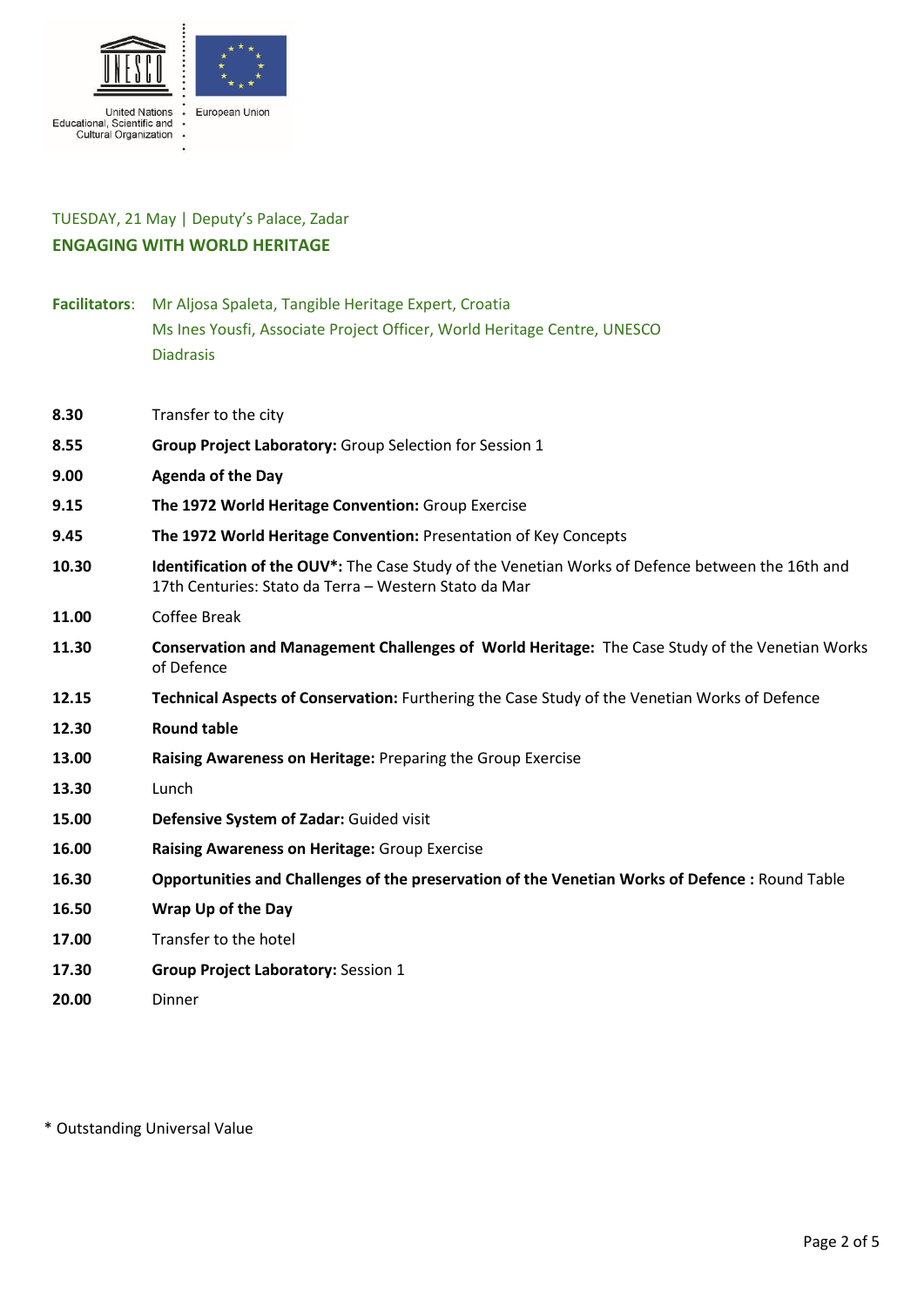TUESDAY, 21 May | Deputy's Palace, Zadar

## ENGAGING WITH WORLD HERITAGE

**Facilitators**: Mr Aljosa Spaleta, Tangible Heritage Expert, Croatia
Ms Ines Yousfi, Associate Project Officer, World Heritage Centre, UNESCO
Diadrasis

| | |
|---|---|
| **8.30** | Transfer to the city |
| **8.55** | **Group Project Laboratory:** Group Selection for Session 1 |
| **9.00** | **Agenda of the Day** |
| **9.15** | **The 1972 World Heritage Convention:** Group Exercise |
| **9.45** | **The 1972 World Heritage Convention:** Presentation of Key Concepts |
| **10.30** | **Identification of the OUV*:** The Case Study of the Venetian Works of Defence between the 16th and 17th Centuries: Stato da Terra – Western Stato da Mar |
| **11.00** | Coffee Break |
| **11.30** | **Conservation and Management Challenges of World Heritage:** The Case Study of the Venetian Works of Defence |
| **12.15** | **Technical Aspects of Conservation:** Furthering the Case Study of the Venetian Works of Defence |
| **12.30** | **Round table** |
| **13.00** | **Raising Awareness on Heritage:** Preparing the Group Exercise |
| **13.30** | Lunch |
| **15.00** | **Defensive System of Zadar:** Guided visit |
| **16.00** | **Raising Awareness on Heritage:** Group Exercise |
| **16.30** | **Opportunities and Challenges of the preservation of the Venetian Works of Defence :** Round Table |
| **16.50** | **Wrap Up of the Day** |
| **17.00** | Transfer to the hotel |
| **17.30** | **Group Project Laboratory:** Session 1 |
| **20.00** | Dinner |

\* Outstanding Universal Value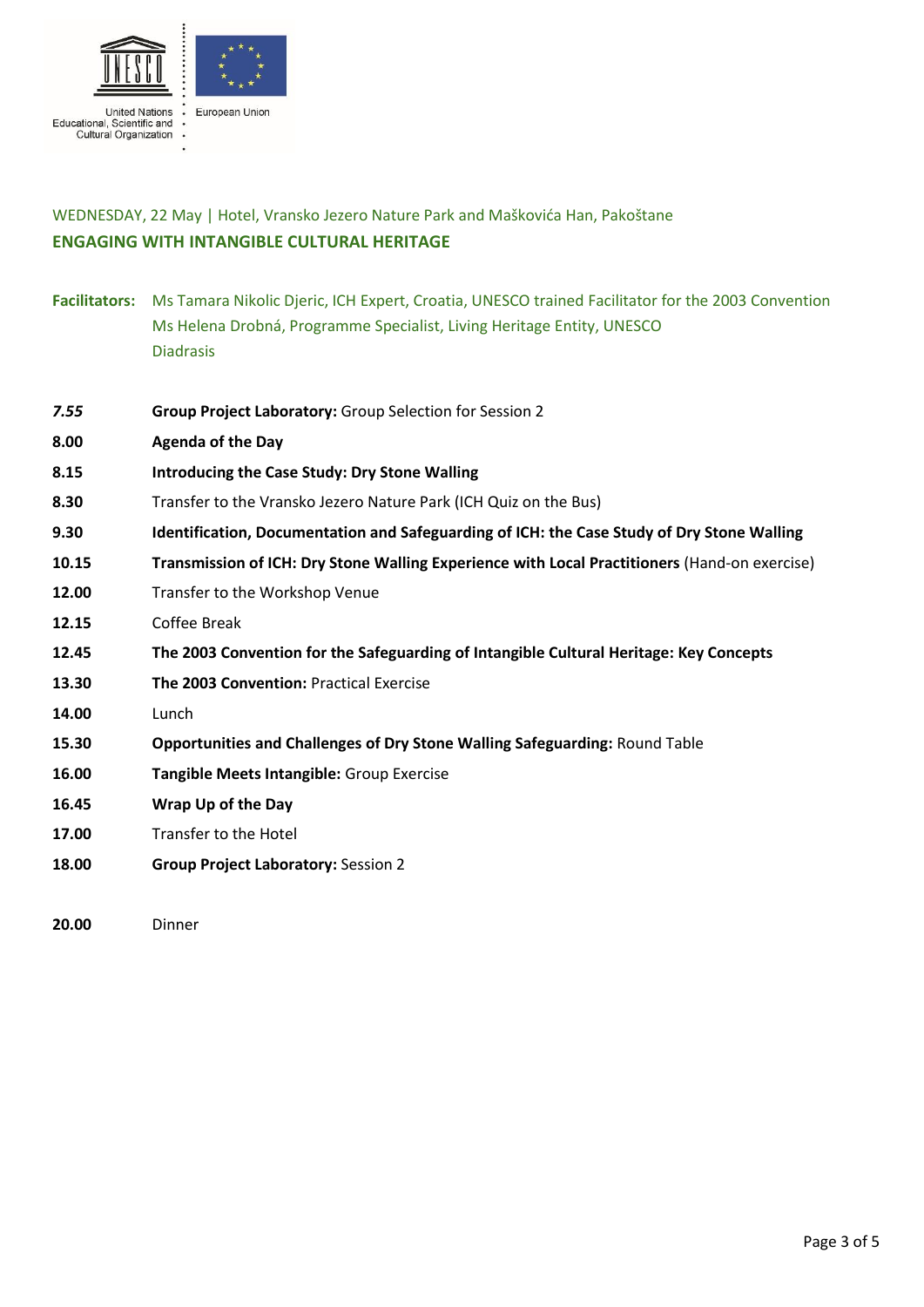WEDNESDAY, 22 May | Hotel, Vransko Jezero Nature Park and Maškovića Han, Pakoštane

## ENGAGING WITH INTANGIBLE CULTURAL HERITAGE

**Facilitators:** Ms Tamara Nikolic Djeric, ICH Expert, Croatia, UNESCO trained Facilitator for the 2003 Convention
Ms Helena Drobná, Programme Specialist, Living Heritage Entity, UNESCO
Diadrasis

| | |
|---|---|
| ***7.55*** | **Group Project Laboratory:** Group Selection for Session 2 |
| **8.00** | **Agenda of the Day** |
| **8.15** | **Introducing the Case Study: Dry Stone Walling** |
| **8.30** | Transfer to the Vransko Jezero Nature Park (ICH Quiz on the Bus) |
| **9.30** | **Identification, Documentation and Safeguarding of ICH: the Case Study of Dry Stone Walling** |
| **10.15** | **Transmission of ICH: Dry Stone Walling Experience with Local Practitioners** (Hand-on exercise) |
| **12.00** | Transfer to the Workshop Venue |
| **12.15** | Coffee Break |
| **12.45** | **The 2003 Convention for the Safeguarding of Intangible Cultural Heritage: Key Concepts** |
| **13.30** | **The 2003 Convention:** Practical Exercise |
| **14.00** | Lunch |
| **15.30** | **Opportunities and Challenges of Dry Stone Walling Safeguarding:** Round Table |
| **16.00** | **Tangible Meets Intangible:** Group Exercise |
| **16.45** | **Wrap Up of the Day** |
| **17.00** | Transfer to the Hotel |
| **18.00** | **Group Project Laboratory:** Session 2 |
| **20.00** | Dinner |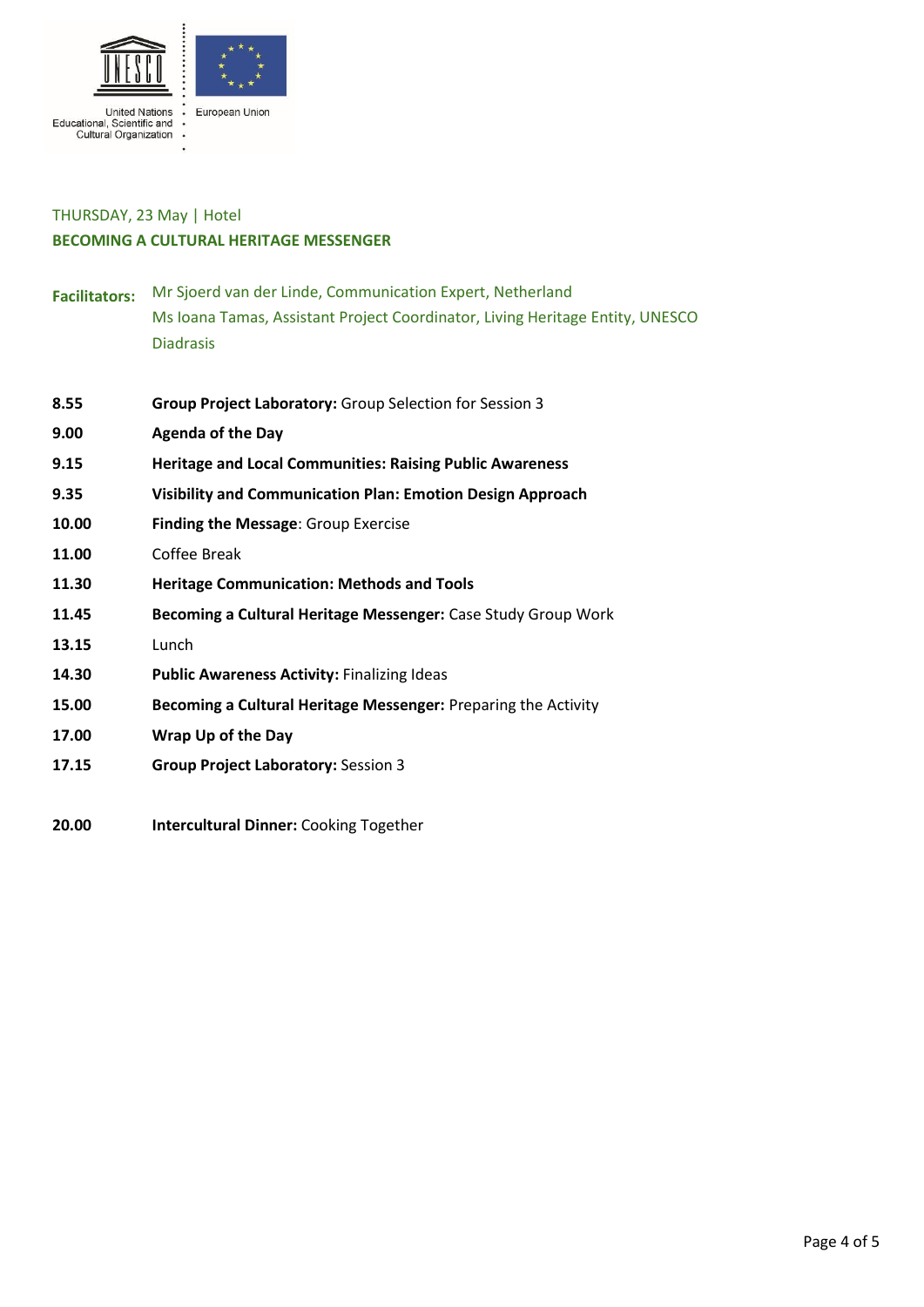THURSDAY, 23 May | Hotel

**BECOMING A CULTURAL HERITAGE MESSENGER**

**Facilitators:** Mr Sjoerd van der Linde, Communication Expert, Netherland
Ms Ioana Tamas, Assistant Project Coordinator, Living Heritage Entity, UNESCO
Diadrasis

| | |
|---|---|
| **8.55** | **Group Project Laboratory:** Group Selection for Session 3 |
| **9.00** | **Agenda of the Day** |
| **9.15** | **Heritage and Local Communities: Raising Public Awareness** |
| **9.35** | **Visibility and Communication Plan: Emotion Design Approach** |
| **10.00** | **Finding the Message**: Group Exercise |
| **11.00** | Coffee Break |
| **11.30** | **Heritage Communication: Methods and Tools** |
| **11.45** | **Becoming a Cultural Heritage Messenger:** Case Study Group Work |
| **13.15** | Lunch |
| **14.30** | **Public Awareness Activity:** Finalizing Ideas |
| **15.00** | **Becoming a Cultural Heritage Messenger:** Preparing the Activity |
| **17.00** | **Wrap Up of the Day** |
| **17.15** | **Group Project Laboratory:** Session 3 |
| | |
| **20.00** | **Intercultural Dinner:** Cooking Together |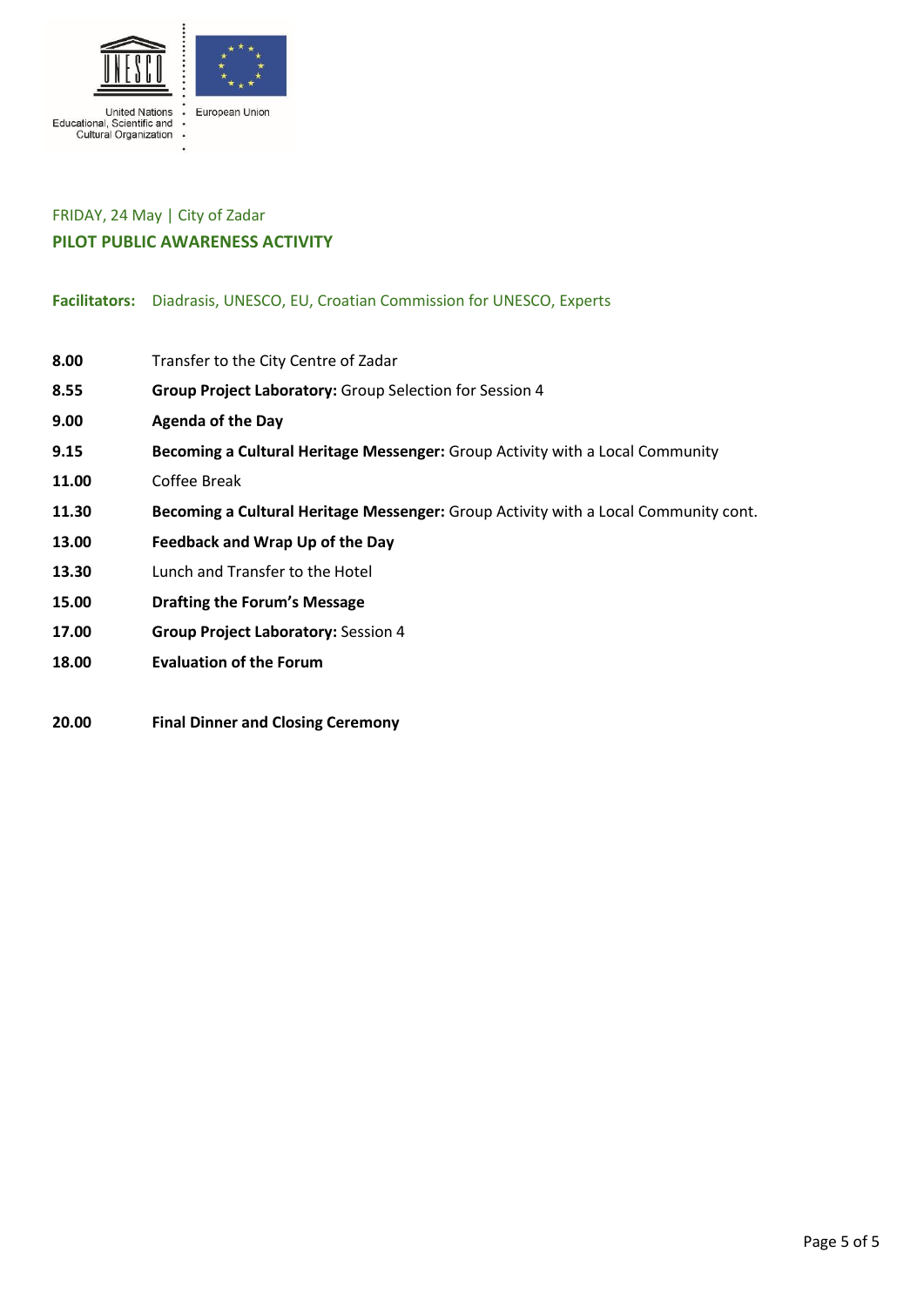United Nations Educational, Scientific and Cultural Organization

European Union

FRIDAY, 24 May | City of Zadar

## PILOT PUBLIC AWARENESS ACTIVITY

**Facilitators:** Diadrasis, UNESCO, EU, Croatian Commission for UNESCO, Experts

| | |
|---|---|
| **8.00** | Transfer to the City Centre of Zadar |
| **8.55** | **Group Project Laboratory:** Group Selection for Session 4 |
| **9.00** | **Agenda of the Day** |
| **9.15** | **Becoming a Cultural Heritage Messenger:** Group Activity with a Local Community |
| **11.00** | Coffee Break |
| **11.30** | **Becoming a Cultural Heritage Messenger:** Group Activity with a Local Community cont. |
| **13.00** | **Feedback and Wrap Up of the Day** |
| **13.30** | Lunch and Transfer to the Hotel |
| **15.00** | **Drafting the Forum's Message** |
| **17.00** | **Group Project Laboratory:** Session 4 |
| **18.00** | **Evaluation of the Forum** |
| **20.00** | **Final Dinner and Closing Ceremony** |